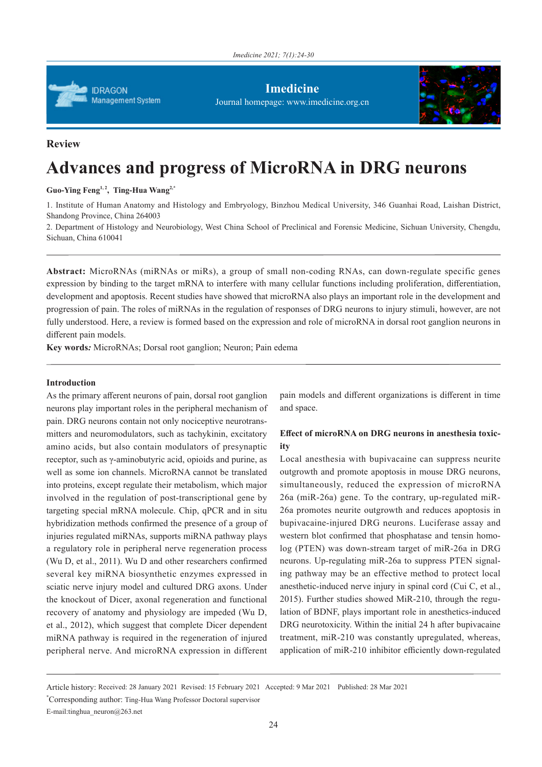**Review**

# Advances and progress of MicroRNA in DRG neurons

**Guo-Ying Feng[1, 2], Ting-Hua Wang[2,*]**

1. Institute of Human Anatomy and Histology and Embryology, Binzhou Medical University, 346 Guanhai Road, Laishan District, Shandong Province, China 264003

2. Department of Histology and Neurobiology, West China School of Preclinical and Forensic Medicine, Sichuan University, Chengdu, Sichuan, China 610041

**Abstract:** MicroRNAs (miRNAs or miRs), a group of small non-coding RNAs, can down-regulate specific genes expression by binding to the target mRNA to interfere with many cellular functions including proliferation, differentiation, development and apoptosis. Recent studies have showed that microRNA also plays an important role in the development and progression of pain. The roles of miRNAs in the regulation of responses of DRG neurons to injury stimuli, however, are not fully understood. Here, a review is formed based on the expression and role of microRNA in dorsal root ganglion neurons in different pain models.

**Key words***:* MicroRNAs; Dorsal root ganglion; Neuron; Pain edema

## Introduction

As the primary afferent neurons of pain, dorsal root ganglion neurons play important roles in the peripheral mechanism of pain. DRG neurons contain not only nociceptive neurotransmitters and neuromodulators, such as tachykinin, excitatory amino acids, but also contain modulators of presynaptic receptor, such as γ-aminobutyric acid, opioids and purine, as well as some ion channels. MicroRNA cannot be translated into proteins, except regulate their metabolism, which major involved in the regulation of post-transcriptional gene by targeting special mRNA molecule. Chip, qPCR and in situ hybridization methods confirmed the presence of a group of injuries regulated miRNAs, supports miRNA pathway plays a regulatory role in peripheral nerve regeneration process (Wu D, et al., 2011). Wu D and other researchers confirmed several key miRNA biosynthetic enzymes expressed in sciatic nerve injury model and cultured DRG axons. Under the knockout of Dicer, axonal regeneration and functional recovery of anatomy and physiology are impeded (Wu D, et al., 2012), which suggest that complete Dicer dependent miRNA pathway is required in the regeneration of injured peripheral nerve. And microRNA expression in different pain models and different organizations is different in time and space.

## Effect of microRNA on DRG neurons in anesthesia toxicity

Local anesthesia with bupivacaine can suppress neurite outgrowth and promote apoptosis in mouse DRG neurons, simultaneously, reduced the expression of microRNA 26a (miR-26a) gene. To the contrary, up-regulated miR-26a promotes neurite outgrowth and reduces apoptosis in bupivacaine-injured DRG neurons. Luciferase assay and western blot confirmed that phosphatase and tensin homolog (PTEN) was down-stream target of miR-26a in DRG neurons. Up-regulating miR-26a to suppress PTEN signaling pathway may be an effective method to protect local anesthetic-induced nerve injury in spinal cord (Cui C, et al., 2015). Further studies showed MiR-210, through the regulation of BDNF, plays important role in anesthetics-induced DRG neurotoxicity. Within the initial 24 h after bupivacaine treatment, miR-210 was constantly upregulated, whereas, application of miR-210 inhibitor efficiently down-regulated

Article history: Received: 28 January 2021 Revised: 15 February 2021 Accepted: 9 Mar 2021 Published: 28 Mar 2021

*Corresponding author: Ting-Hua Wang Professor Doctoral supervisor

E-mail:tinghua_neuron@263.net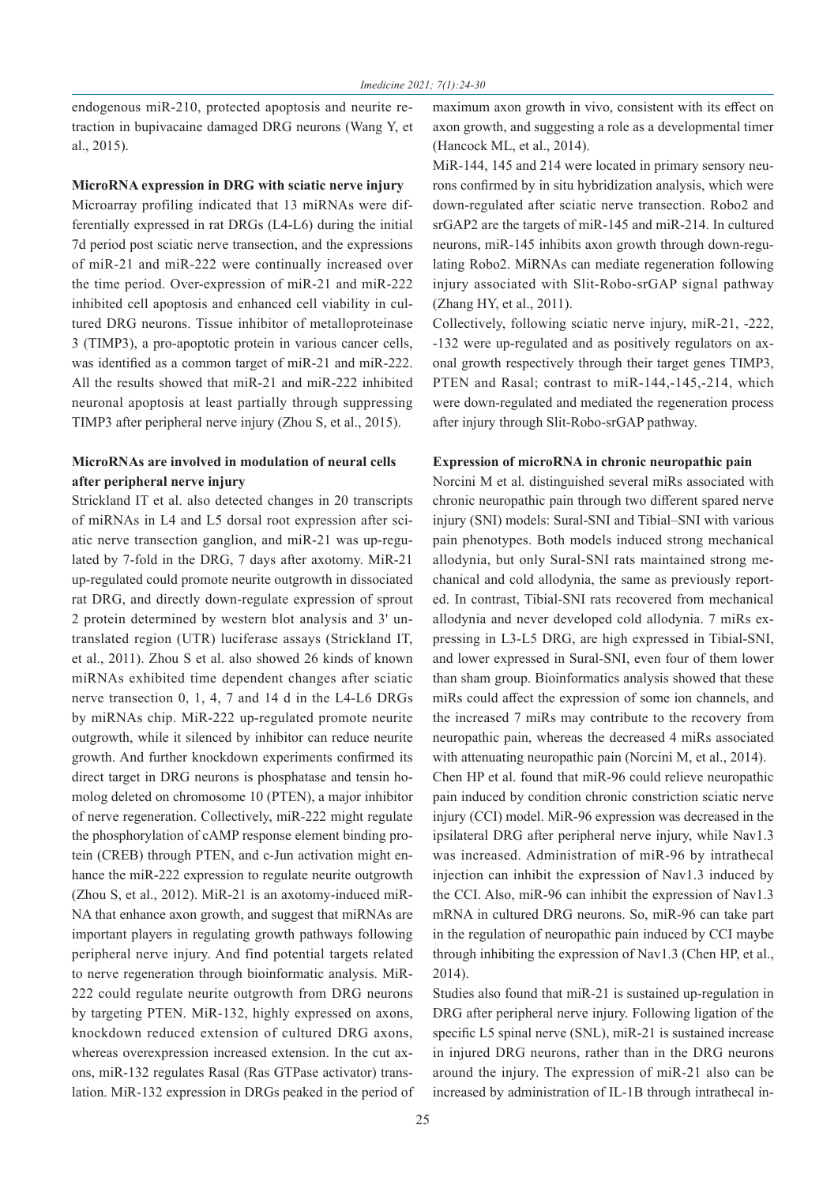endogenous miR-210, protected apoptosis and neurite retraction in bupivacaine damaged DRG neurons (Wang Y, et al., 2015).

**MicroRNA expression in DRG with sciatic nerve injury**

Microarray profiling indicated that 13 miRNAs were differentially expressed in rat DRGs (L4-L6) during the initial 7d period post sciatic nerve transection, and the expressions of miR-21 and miR-222 were continually increased over the time period. Over-expression of miR-21 and miR-222 inhibited cell apoptosis and enhanced cell viability in cultured DRG neurons. Tissue inhibitor of metalloproteinase 3 (TIMP3), a pro-apoptotic protein in various cancer cells, was identified as a common target of miR-21 and miR-222. All the results showed that miR-21 and miR-222 inhibited neuronal apoptosis at least partially through suppressing TIMP3 after peripheral nerve injury (Zhou S, et al., 2015).

**MicroRNAs are involved in modulation of neural cells after peripheral nerve injury**

Strickland IT et al. also detected changes in 20 transcripts of miRNAs in L4 and L5 dorsal root expression after sciatic nerve transection ganglion, and miR-21 was up-regulated by 7-fold in the DRG, 7 days after axotomy. MiR-21 up-regulated could promote neurite outgrowth in dissociated rat DRG, and directly down-regulate expression of sprout 2 protein determined by western blot analysis and 3' untranslated region (UTR) luciferase assays (Strickland IT, et al., 2011). Zhou S et al. also showed 26 kinds of known miRNAs exhibited time dependent changes after sciatic nerve transection 0, 1, 4, 7 and 14 d in the L4-L6 DRGs by miRNAs chip. MiR-222 up-regulated promote neurite outgrowth, while it silenced by inhibitor can reduce neurite growth. And further knockdown experiments confirmed its direct target in DRG neurons is phosphatase and tensin homolog deleted on chromosome 10 (PTEN), a major inhibitor of nerve regeneration. Collectively, miR-222 might regulate the phosphorylation of cAMP response element binding protein (CREB) through PTEN, and c-Jun activation might enhance the miR-222 expression to regulate neurite outgrowth (Zhou S, et al., 2012). MiR-21 is an axotomy-induced miRNA that enhance axon growth, and suggest that miRNAs are important players in regulating growth pathways following peripheral nerve injury. And find potential targets related to nerve regeneration through bioinformatic analysis. MiR-222 could regulate neurite outgrowth from DRG neurons by targeting PTEN. MiR-132, highly expressed on axons, knockdown reduced extension of cultured DRG axons, whereas overexpression increased extension. In the cut axons, miR-132 regulates Rasal (Ras GTPase activator) translation. MiR-132 expression in DRGs peaked in the period of maximum axon growth in vivo, consistent with its effect on axon growth, and suggesting a role as a developmental timer (Hancock ML, et al., 2014).

MiR-144, 145 and 214 were located in primary sensory neurons confirmed by in situ hybridization analysis, which were down-regulated after sciatic nerve transection. Robo2 and srGAP2 are the targets of miR-145 and miR-214. In cultured neurons, miR-145 inhibits axon growth through down-regulating Robo2. MiRNAs can mediate regeneration following injury associated with Slit-Robo-srGAP signal pathway (Zhang HY, et al., 2011).

Collectively, following sciatic nerve injury, miR-21, -222, -132 were up-regulated and as positively regulators on axonal growth respectively through their target genes TIMP3, PTEN and Rasal; contrast to miR-144,-145,-214, which were down-regulated and mediated the regeneration process after injury through Slit-Robo-srGAP pathway.

**Expression of microRNA in chronic neuropathic pain**

Norcini M et al. distinguished several miRs associated with chronic neuropathic pain through two different spared nerve injury (SNI) models: Sural-SNI and Tibial–SNI with various pain phenotypes. Both models induced strong mechanical allodynia, but only Sural-SNI rats maintained strong mechanical and cold allodynia, the same as previously reported. In contrast, Tibial-SNI rats recovered from mechanical allodynia and never developed cold allodynia. 7 miRs expressing in L3-L5 DRG, are high expressed in Tibial-SNI, and lower expressed in Sural-SNI, even four of them lower than sham group. Bioinformatics analysis showed that these miRs could affect the expression of some ion channels, and the increased 7 miRs may contribute to the recovery from neuropathic pain, whereas the decreased 4 miRs associated with attenuating neuropathic pain (Norcini M, et al., 2014).

Chen HP et al. found that miR-96 could relieve neuropathic pain induced by condition chronic constriction sciatic nerve injury (CCI) model. MiR-96 expression was decreased in the ipsilateral DRG after peripheral nerve injury, while Nav1.3 was increased. Administration of miR-96 by intrathecal injection can inhibit the expression of Nav1.3 induced by the CCI. Also, miR-96 can inhibit the expression of Nav1.3 mRNA in cultured DRG neurons. So, miR-96 can take part in the regulation of neuropathic pain induced by CCI maybe through inhibiting the expression of Nav1.3 (Chen HP, et al., 2014).

Studies also found that miR-21 is sustained up-regulation in DRG after peripheral nerve injury. Following ligation of the specific L5 spinal nerve (SNL), miR-21 is sustained increase in injured DRG neurons, rather than in the DRG neurons around the injury. The expression of miR-21 also can be increased by administration of IL-1B through intrathecal in-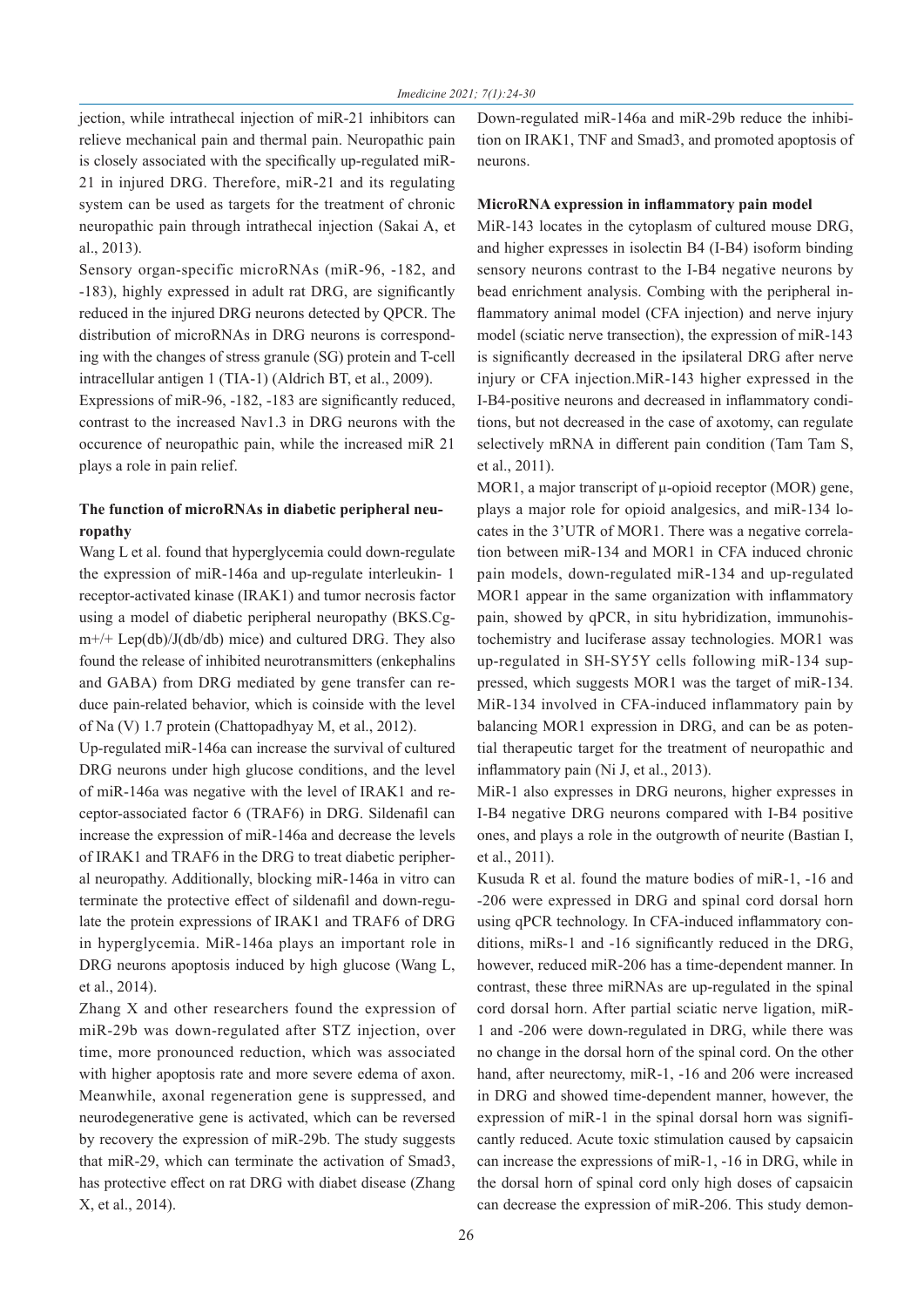jection, while intrathecal injection of miR-21 inhibitors can relieve mechanical pain and thermal pain. Neuropathic pain is closely associated with the specifically up-regulated miR-21 in injured DRG. Therefore, miR-21 and its regulating system can be used as targets for the treatment of chronic neuropathic pain through intrathecal injection (Sakai A, et al., 2013).

Sensory organ-specific microRNAs (miR-96, -182, and -183), highly expressed in adult rat DRG, are significantly reduced in the injured DRG neurons detected by QPCR. The distribution of microRNAs in DRG neurons is corresponding with the changes of stress granule (SG) protein and T-cell intracellular antigen 1 (TIA-1) (Aldrich BT, et al., 2009).

Expressions of miR-96, -182, -183 are significantly reduced, contrast to the increased Nav1.3 in DRG neurons with the occurence of neuropathic pain, while the increased miR 21 plays a role in pain relief.

**The function of microRNAs in diabetic peripheral neuropathy**

Wang L et al. found that hyperglycemia could down-regulate the expression of miR-146a and up-regulate interleukin- 1 receptor-activated kinase (IRAK1) and tumor necrosis factor using a model of diabetic peripheral neuropathy (BKS.Cg-m+/+ Lep(db)/J(db/db) mice) and cultured DRG. They also found the release of inhibited neurotransmitters (enkephalins and GABA) from DRG mediated by gene transfer can reduce pain-related behavior, which is coinside with the level of Na (V) 1.7 protein (Chattopadhyay M, et al., 2012).

Up-regulated miR-146a can increase the survival of cultured DRG neurons under high glucose conditions, and the level of miR-146a was negative with the level of IRAK1 and receptor-associated factor 6 (TRAF6) in DRG. Sildenafil can increase the expression of miR-146a and decrease the levels of IRAK1 and TRAF6 in the DRG to treat diabetic peripheral neuropathy. Additionally, blocking miR-146a in vitro can terminate the protective effect of sildenafil and down-regulate the protein expressions of IRAK1 and TRAF6 of DRG in hyperglycemia. MiR-146a plays an important role in DRG neurons apoptosis induced by high glucose (Wang L, et al., 2014).

Zhang X and other researchers found the expression of miR-29b was down-regulated after STZ injection, over time, more pronounced reduction, which was associated with higher apoptosis rate and more severe edema of axon. Meanwhile, axonal regeneration gene is suppressed, and neurodegenerative gene is activated, which can be reversed by recovery the expression of miR-29b. The study suggests that miR-29, which can terminate the activation of Smad3, has protective effect on rat DRG with diabet disease (Zhang X, et al., 2014).

Down-regulated miR-146a and miR-29b reduce the inhibition on IRAK1, TNF and Smad3, and promoted apoptosis of neurons.

**MicroRNA expression in inflammatory pain model**

MiR-143 locates in the cytoplasm of cultured mouse DRG, and higher expresses in isolectin B4 (I-B4) isoform binding sensory neurons contrast to the I-B4 negative neurons by bead enrichment analysis. Combing with the peripheral inflammatory animal model (CFA injection) and nerve injury model (sciatic nerve transection), the expression of miR-143 is significantly decreased in the ipsilateral DRG after nerve injury or CFA injection.MiR-143 higher expressed in the I-B4-positive neurons and decreased in inflammatory conditions, but not decreased in the case of axotomy, can regulate selectively mRNA in different pain condition (Tam Tam S, et al., 2011).

MOR1, a major transcript of μ-opioid receptor (MOR) gene, plays a major role for opioid analgesics, and miR-134 locates in the 3'UTR of MOR1. There was a negative correlation between miR-134 and MOR1 in CFA induced chronic pain models, down-regulated miR-134 and up-regulated MOR1 appear in the same organization with inflammatory pain, showed by qPCR, in situ hybridization, immunohistochemistry and luciferase assay technologies. MOR1 was up-regulated in SH-SY5Y cells following miR-134 suppressed, which suggests MOR1 was the target of miR-134. MiR-134 involved in CFA-induced inflammatory pain by balancing MOR1 expression in DRG, and can be as potential therapeutic target for the treatment of neuropathic and inflammatory pain (Ni J, et al., 2013).

MiR-1 also expresses in DRG neurons, higher expresses in I-B4 negative DRG neurons compared with I-B4 positive ones, and plays a role in the outgrowth of neurite (Bastian I, et al., 2011).

Kusuda R et al. found the mature bodies of miR-1, -16 and -206 were expressed in DRG and spinal cord dorsal horn using qPCR technology. In CFA-induced inflammatory conditions, miRs-1 and -16 significantly reduced in the DRG, however, reduced miR-206 has a time-dependent manner. In contrast, these three miRNAs are up-regulated in the spinal cord dorsal horn. After partial sciatic nerve ligation, miR-1 and -206 were down-regulated in DRG, while there was no change in the dorsal horn of the spinal cord. On the other hand, after neurectomy, miR-1, -16 and 206 were increased in DRG and showed time-dependent manner, however, the expression of miR-1 in the spinal dorsal horn was significantly reduced. Acute toxic stimulation caused by capsaicin can increase the expressions of miR-1, -16 in DRG, while in the dorsal horn of spinal cord only high doses of capsaicin can decrease the expression of miR-206. This study demon-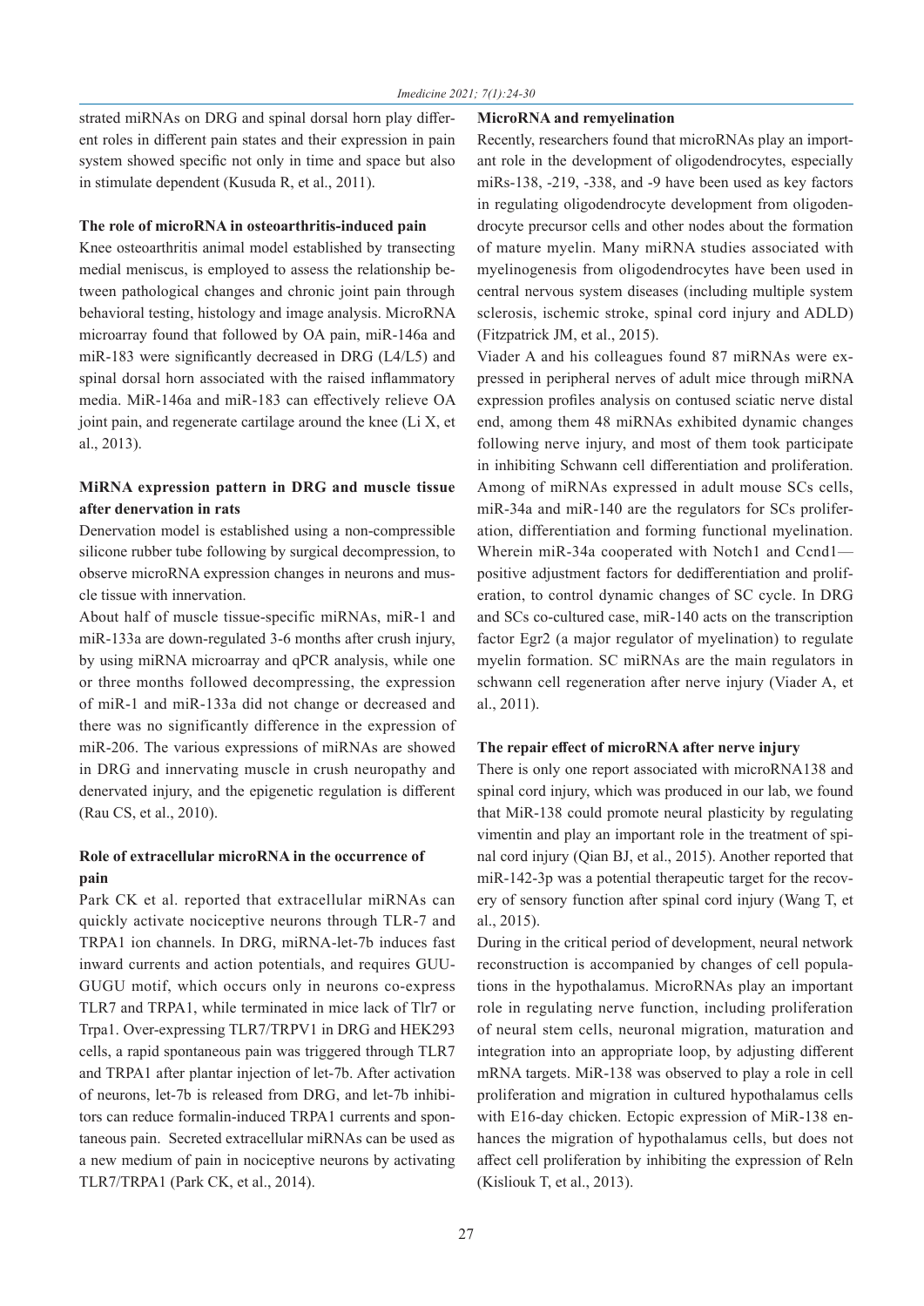strated miRNAs on DRG and spinal dorsal horn play different roles in different pain states and their expression in pain system showed specific not only in time and space but also in stimulate dependent (Kusuda R, et al., 2011).

### The role of microRNA in osteoarthritis-induced pain

Knee osteoarthritis animal model established by transecting medial meniscus, is employed to assess the relationship between pathological changes and chronic joint pain through behavioral testing, histology and image analysis. MicroRNA microarray found that followed by OA pain, miR-146a and miR-183 were significantly decreased in DRG (L4/L5) and spinal dorsal horn associated with the raised inflammatory media. MiR-146a and miR-183 can effectively relieve OA joint pain, and regenerate cartilage around the knee (Li X, et al., 2013).

### MiRNA expression pattern in DRG and muscle tissue after denervation in rats

Denervation model is established using a non-compressible silicone rubber tube following by surgical decompression, to observe microRNA expression changes in neurons and muscle tissue with innervation.

About half of muscle tissue-specific miRNAs, miR-1 and miR-133a are down-regulated 3-6 months after crush injury, by using miRNA microarray and qPCR analysis, while one or three months followed decompressing, the expression of miR-1 and miR-133a did not change or decreased and there was no significantly difference in the expression of miR-206. The various expressions of miRNAs are showed in DRG and innervating muscle in crush neuropathy and denervated injury, and the epigenetic regulation is different (Rau CS, et al., 2010).

### Role of extracellular microRNA in the occurrence of pain

Park CK et al. reported that extracellular miRNAs can quickly activate nociceptive neurons through TLR-7 and TRPA1 ion channels. In DRG, miRNA-let-7b induces fast inward currents and action potentials, and requires GUUGUGU motif, which occurs only in neurons co-express TLR7 and TRPA1, while terminated in mice lack of Tlr7 or Trpa1. Over-expressing TLR7/TRPV1 in DRG and HEK293 cells, a rapid spontaneous pain was triggered through TLR7 and TRPA1 after plantar injection of let-7b. After activation of neurons, let-7b is released from DRG, and let-7b inhibitors can reduce formalin-induced TRPA1 currents and spontaneous pain. Secreted extracellular miRNAs can be used as a new medium of pain in nociceptive neurons by activating TLR7/TRPA1 (Park CK, et al., 2014).

### MicroRNA and remyelination

Recently, researchers found that microRNAs play an important role in the development of oligodendrocytes, especially miRs-138, -219, -338, and -9 have been used as key factors in regulating oligodendrocyte development from oligodendrocyte precursor cells and other nodes about the formation of mature myelin. Many miRNA studies associated with myelinogenesis from oligodendrocytes have been used in central nervous system diseases (including multiple system sclerosis, ischemic stroke, spinal cord injury and ADLD) (Fitzpatrick JM, et al., 2015).

Viader A and his colleagues found 87 miRNAs were expressed in peripheral nerves of adult mice through miRNA expression profiles analysis on contused sciatic nerve distal end, among them 48 miRNAs exhibited dynamic changes following nerve injury, and most of them took participate in inhibiting Schwann cell differentiation and proliferation. Among of miRNAs expressed in adult mouse SCs cells, miR-34a and miR-140 are the regulators for SCs proliferation, differentiation and forming functional myelination. Wherein miR-34a cooperated with Notch1 and Ccnd1—positive adjustment factors for dedifferentiation and proliferation, to control dynamic changes of SC cycle. In DRG and SCs co-cultured case, miR-140 acts on the transcription factor Egr2 (a major regulator of myelination) to regulate myelin formation. SC miRNAs are the main regulators in schwann cell regeneration after nerve injury (Viader A, et al., 2011).

### The repair effect of microRNA after nerve injury

There is only one report associated with microRNA138 and spinal cord injury, which was produced in our lab, we found that MiR-138 could promote neural plasticity by regulating vimentin and play an important role in the treatment of spinal cord injury (Qian BJ, et al., 2015). Another reported that miR-142-3p was a potential therapeutic target for the recovery of sensory function after spinal cord injury (Wang T, et al., 2015).

During in the critical period of development, neural network reconstruction is accompanied by changes of cell populations in the hypothalamus. MicroRNAs play an important role in regulating nerve function, including proliferation of neural stem cells, neuronal migration, maturation and integration into an appropriate loop, by adjusting different mRNA targets. MiR-138 was observed to play a role in cell proliferation and migration in cultured hypothalamus cells with E16-day chicken. Ectopic expression of MiR-138 enhances the migration of hypothalamus cells, but does not affect cell proliferation by inhibiting the expression of Reln (Kisliouk T, et al., 2013).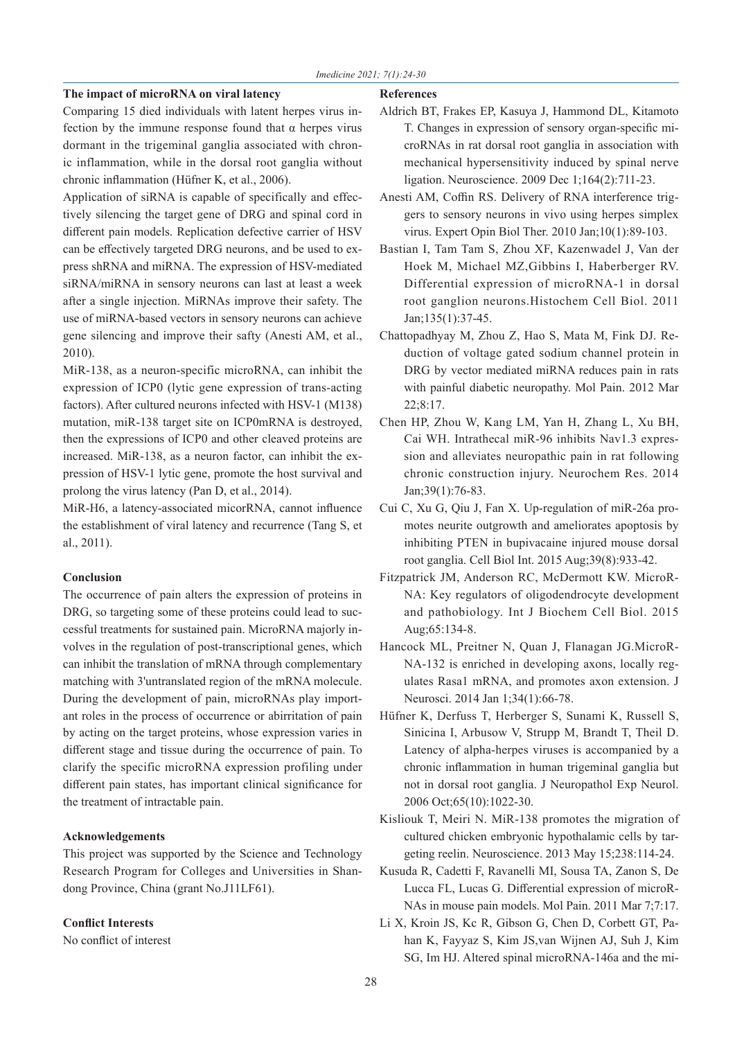### The impact of microRNA on viral latency

Comparing 15 died individuals with latent herpes virus infection by the immune response found that α herpes virus dormant in the trigeminal ganglia associated with chronic inflammation, while in the dorsal root ganglia without chronic inflammation (Hüfner K, et al., 2006).

Application of siRNA is capable of specifically and effectively silencing the target gene of DRG and spinal cord in different pain models. Replication defective carrier of HSV can be effectively targeted DRG neurons, and be used to express shRNA and miRNA. The expression of HSV-mediated siRNA/miRNA in sensory neurons can last at least a week after a single injection. MiRNAs improve their safety. The use of miRNA-based vectors in sensory neurons can achieve gene silencing and improve their safty (Anesti AM, et al., 2010).

MiR-138, as a neuron-specific microRNA, can inhibit the expression of ICP0 (lytic gene expression of trans-acting factors). After cultured neurons infected with HSV-1 (M138) mutation, miR-138 target site on ICP0mRNA is destroyed, then the expressions of ICP0 and other cleaved proteins are increased. MiR-138, as a neuron factor, can inhibit the expression of HSV-1 lytic gene, promote the host survival and prolong the virus latency (Pan D, et al., 2014).

MiR-H6, a latency-associated micorRNA, cannot influence the establishment of viral latency and recurrence (Tang S, et al., 2011).

### Conclusion

The occurrence of pain alters the expression of proteins in DRG, so targeting some of these proteins could lead to successful treatments for sustained pain. MicroRNA majorly involves in the regulation of post-transcriptional genes, which can inhibit the translation of mRNA through complementary matching with 3'untranslated region of the mRNA molecule. During the development of pain, microRNAs play important roles in the process of occurrence or abirritation of pain by acting on the target proteins, whose expression varies in different stage and tissue during the occurrence of pain. To clarify the specific microRNA expression profiling under different pain states, has important clinical significance for the treatment of intractable pain.

### Acknowledgements

This project was supported by the Science and Technology Research Program for Colleges and Universities in Shandong Province, China (grant No.J11LF61).

### Conflict Interests

No conflict of interest

### References

Aldrich BT, Frakes EP, Kasuya J, Hammond DL, Kitamoto T. Changes in expression of sensory organ-specific microRNAs in rat dorsal root ganglia in association with mechanical hypersensitivity induced by spinal nerve ligation. Neuroscience. 2009 Dec 1;164(2):711-23.

Anesti AM, Coffin RS. Delivery of RNA interference triggers to sensory neurons in vivo using herpes simplex virus. Expert Opin Biol Ther. 2010 Jan;10(1):89-103.

Bastian I, Tam Tam S, Zhou XF, Kazenwadel J, Van der Hoek M, Michael MZ,Gibbins I, Haberberger RV. Differential expression of microRNA-1 in dorsal root ganglion neurons.Histochem Cell Biol. 2011 Jan;135(1):37-45.

Chattopadhyay M, Zhou Z, Hao S, Mata M, Fink DJ. Reduction of voltage gated sodium channel protein in DRG by vector mediated miRNA reduces pain in rats with painful diabetic neuropathy. Mol Pain. 2012 Mar 22;8:17.

Chen HP, Zhou W, Kang LM, Yan H, Zhang L, Xu BH, Cai WH. Intrathecal miR-96 inhibits Nav1.3 expression and alleviates neuropathic pain in rat following chronic construction injury. Neurochem Res. 2014 Jan;39(1):76-83.

Cui C, Xu G, Qiu J, Fan X. Up-regulation of miR-26a promotes neurite outgrowth and ameliorates apoptosis by inhibiting PTEN in bupivacaine injured mouse dorsal root ganglia. Cell Biol Int. 2015 Aug;39(8):933-42.

Fitzpatrick JM, Anderson RC, McDermott KW. MicroRNA: Key regulators of oligodendrocyte development and pathobiology. Int J Biochem Cell Biol. 2015 Aug;65:134-8.

Hancock ML, Preitner N, Quan J, Flanagan JG.MicroRNA-132 is enriched in developing axons, locally regulates Rasa1 mRNA, and promotes axon extension. J Neurosci. 2014 Jan 1;34(1):66-78.

Hüfner K, Derfuss T, Herberger S, Sunami K, Russell S, Sinicina I, Arbusow V, Strupp M, Brandt T, Theil D. Latency of alpha-herpes viruses is accompanied by a chronic inflammation in human trigeminal ganglia but not in dorsal root ganglia. J Neuropathol Exp Neurol. 2006 Oct;65(10):1022-30.

Kisliouk T, Meiri N. MiR-138 promotes the migration of cultured chicken embryonic hypothalamic cells by targeting reelin. Neuroscience. 2013 May 15;238:114-24.

Kusuda R, Cadetti F, Ravanelli MI, Sousa TA, Zanon S, De Lucca FL, Lucas G. Differential expression of microRNAs in mouse pain models. Mol Pain. 2011 Mar 7;7:17.

Li X, Kroin JS, Kc R, Gibson G, Chen D, Corbett GT, Pahan K, Fayyaz S, Kim JS,van Wijnen AJ, Suh J, Kim SG, Im HJ. Altered spinal microRNA-146a and the mi-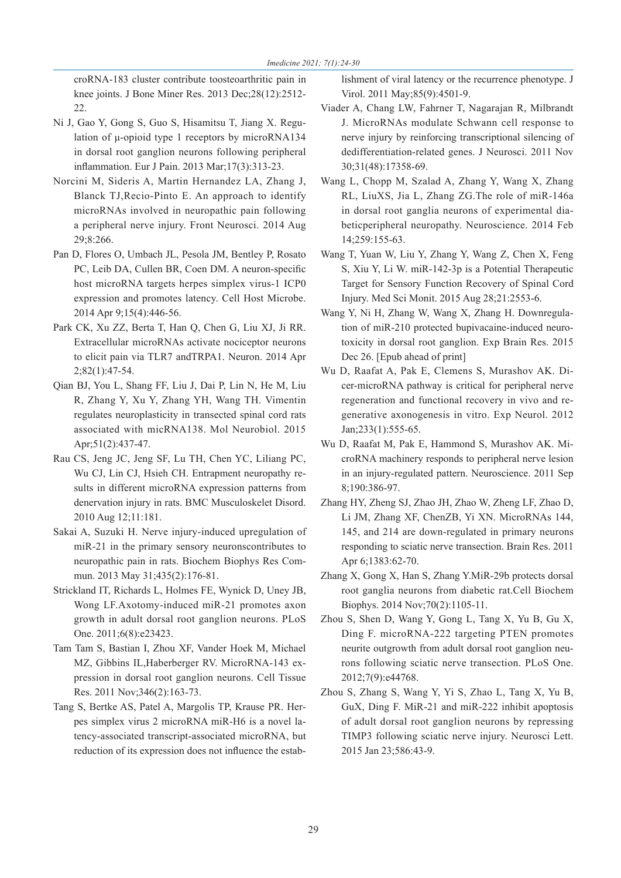croRNA-183 cluster contribute toosteoarthritic pain in knee joints. J Bone Miner Res. 2013 Dec;28(12):2512-22.

Ni J, Gao Y, Gong S, Guo S, Hisamitsu T, Jiang X. Regulation of μ-opioid type 1 receptors by microRNA134 in dorsal root ganglion neurons following peripheral inflammation. Eur J Pain. 2013 Mar;17(3):313-23.

Norcini M, Sideris A, Martin Hernandez LA, Zhang J, Blanck TJ,Recio-Pinto E. An approach to identify microRNAs involved in neuropathic pain following a peripheral nerve injury. Front Neurosci. 2014 Aug 29;8:266.

Pan D, Flores O, Umbach JL, Pesola JM, Bentley P, Rosato PC, Leib DA, Cullen BR, Coen DM. A neuron-specific host microRNA targets herpes simplex virus-1 ICP0 expression and promotes latency. Cell Host Microbe. 2014 Apr 9;15(4):446-56.

Park CK, Xu ZZ, Berta T, Han Q, Chen G, Liu XJ, Ji RR. Extracellular microRNAs activate nociceptor neurons to elicit pain via TLR7 andTRPA1. Neuron. 2014 Apr 2;82(1):47-54.

Qian BJ, You L, Shang FF, Liu J, Dai P, Lin N, He M, Liu R, Zhang Y, Xu Y, Zhang YH, Wang TH. Vimentin regulates neuroplasticity in transected spinal cord rats associated with micRNA138. Mol Neurobiol. 2015 Apr;51(2):437-47.

Rau CS, Jeng JC, Jeng SF, Lu TH, Chen YC, Liliang PC, Wu CJ, Lin CJ, Hsieh CH. Entrapment neuropathy results in different microRNA expression patterns from denervation injury in rats. BMC Musculoskelet Disord. 2010 Aug 12;11:181.

Sakai A, Suzuki H. Nerve injury-induced upregulation of miR-21 in the primary sensory neuronscontributes to neuropathic pain in rats. Biochem Biophys Res Commun. 2013 May 31;435(2):176-81.

Strickland IT, Richards L, Holmes FE, Wynick D, Uney JB, Wong LF.Axotomy-induced miR-21 promotes axon growth in adult dorsal root ganglion neurons. PLoS One. 2011;6(8):e23423.

Tam Tam S, Bastian I, Zhou XF, Vander Hoek M, Michael MZ, Gibbins IL,Haberberger RV. MicroRNA-143 expression in dorsal root ganglion neurons. Cell Tissue Res. 2011 Nov;346(2):163-73.

Tang S, Bertke AS, Patel A, Margolis TP, Krause PR. Herpes simplex virus 2 microRNA miR-H6 is a novel latency-associated transcript-associated microRNA, but reduction of its expression does not influence the establishment of viral latency or the recurrence phenotype. J Virol. 2011 May;85(9):4501-9.

Viader A, Chang LW, Fahrner T, Nagarajan R, Milbrandt J. MicroRNAs modulate Schwann cell response to nerve injury by reinforcing transcriptional silencing of dedifferentiation-related genes. J Neurosci. 2011 Nov 30;31(48):17358-69.

Wang L, Chopp M, Szalad A, Zhang Y, Wang X, Zhang RL, LiuXS, Jia L, Zhang ZG.The role of miR-146a in dorsal root ganglia neurons of experimental diabeticperipheral neuropathy. Neuroscience. 2014 Feb 14;259:155-63.

Wang T, Yuan W, Liu Y, Zhang Y, Wang Z, Chen X, Feng S, Xiu Y, Li W. miR-142-3p is a Potential Therapeutic Target for Sensory Function Recovery of Spinal Cord Injury. Med Sci Monit. 2015 Aug 28;21:2553-6.

Wang Y, Ni H, Zhang W, Wang X, Zhang H. Downregulation of miR-210 protected bupivacaine-induced neurotoxicity in dorsal root ganglion. Exp Brain Res. 2015 Dec 26. [Epub ahead of print]

Wu D, Raafat A, Pak E, Clemens S, Murashov AK. Dicer-microRNA pathway is critical for peripheral nerve regeneration and functional recovery in vivo and regenerative axonogenesis in vitro. Exp Neurol. 2012 Jan;233(1):555-65.

Wu D, Raafat M, Pak E, Hammond S, Murashov AK. MicroRNA machinery responds to peripheral nerve lesion in an injury-regulated pattern. Neuroscience. 2011 Sep 8;190:386-97.

Zhang HY, Zheng SJ, Zhao JH, Zhao W, Zheng LF, Zhao D, Li JM, Zhang XF, ChenZB, Yi XN. MicroRNAs 144, 145, and 214 are down-regulated in primary neurons responding to sciatic nerve transection. Brain Res. 2011 Apr 6;1383:62-70.

Zhang X, Gong X, Han S, Zhang Y.MiR-29b protects dorsal root ganglia neurons from diabetic rat.Cell Biochem Biophys. 2014 Nov;70(2):1105-11.

Zhou S, Shen D, Wang Y, Gong L, Tang X, Yu B, Gu X, Ding F. microRNA-222 targeting PTEN promotes neurite outgrowth from adult dorsal root ganglion neurons following sciatic nerve transection. PLoS One. 2012;7(9):e44768.

Zhou S, Zhang S, Wang Y, Yi S, Zhao L, Tang X, Yu B, GuX, Ding F. MiR-21 and miR-222 inhibit apoptosis of adult dorsal root ganglion neurons by repressing TIMP3 following sciatic nerve injury. Neurosci Lett. 2015 Jan 23;586:43-9.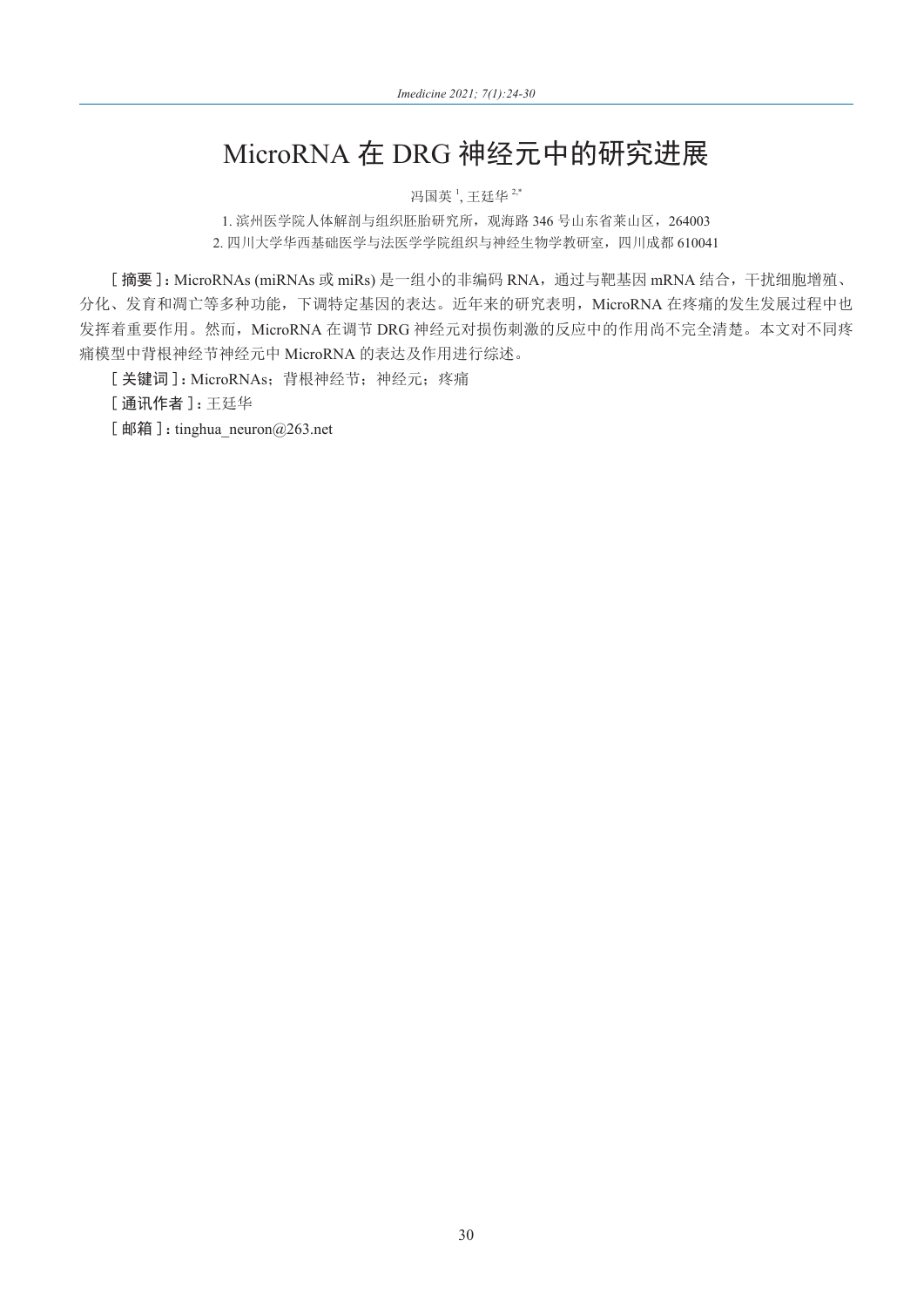# MicroRNA 在 DRG 神经元中的研究进展

冯国英[1], 王廷华[2,*]

1. 滨州医学院人体解剖与组织胚胎研究所，观海路 346 号山东省莱山区，264003

2. 四川大学华西基础医学与法医学学院组织与神经生物学教研室，四川成都 610041

［摘要］: MicroRNAs (miRNAs 或 miRs) 是一组小的非编码 RNA，通过与靶基因 mRNA 结合，干扰细胞增殖、分化、发育和凋亡等多种功能，下调特定基因的表达。近年来的研究表明，MicroRNA 在疼痛的发生发展过程中也发挥着重要作用。然而，MicroRNA 在调节 DRG 神经元对损伤刺激的反应中的作用尚不完全清楚。本文对不同疼痛模型中背根神经节神经元中 MicroRNA 的表达及作用进行综述。

［关键词］: MicroRNAs；背根神经节；神经元；疼痛

［通讯作者］: 王廷华

［邮箱］: tinghua_neuron@263.net